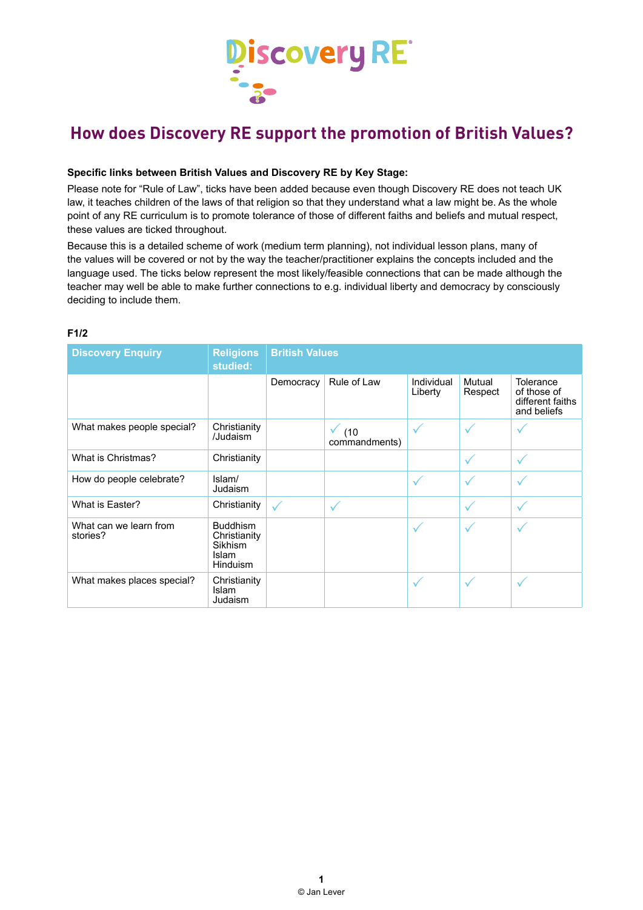# How does Discovery RE support the promotion of British Values?

**Specific links between British Values and Discovery RE by Key Stage:**

Please note for "Rule of Law", ticks have been added because even though Discovery RE does not teach UK law, it teaches children of the laws of that religion so that they understand what a law might be. As the whole point of any RE curriculum is to promote tolerance of those of different faiths and beliefs and mutual respect, these values are ticked throughout.

Because this is a detailed scheme of work (medium term planning), not individual lesson plans, many of the values will be covered or not by the way the teacher/practitioner explains the concepts included and the language used. The ticks below represent the most likely/feasible connections that can be made although the teacher may well be able to make further connections to e.g. individual liberty and democracy by consciously deciding to include them.

**F1/2**

| Discovery Enquiry | Religions studied: | British Values | | | | |
|---|---|---|---|---|---|---|
| | | Democracy | Rule of Law | Individual Liberty | Mutual Respect | Tolerance of those of different faiths and beliefs |
| What makes people special? | Christianity /Judaism | | ✓ (10 commandments) | ✓ | ✓ | ✓ |
| What is Christmas? | Christianity | | | | ✓ | ✓ |
| How do people celebrate? | Islam/ Judaism | | | ✓ | ✓ | ✓ |
| What is Easter? | Christianity | ✓ | ✓ | | ✓ | ✓ |
| What can we learn from stories? | Buddhism Christianity Sikhism Islam Hinduism | | | ✓ | ✓ | ✓ |
| What makes places special? | Christianity Islam Judaism | | | ✓ | ✓ | ✓ |

© Jan Lever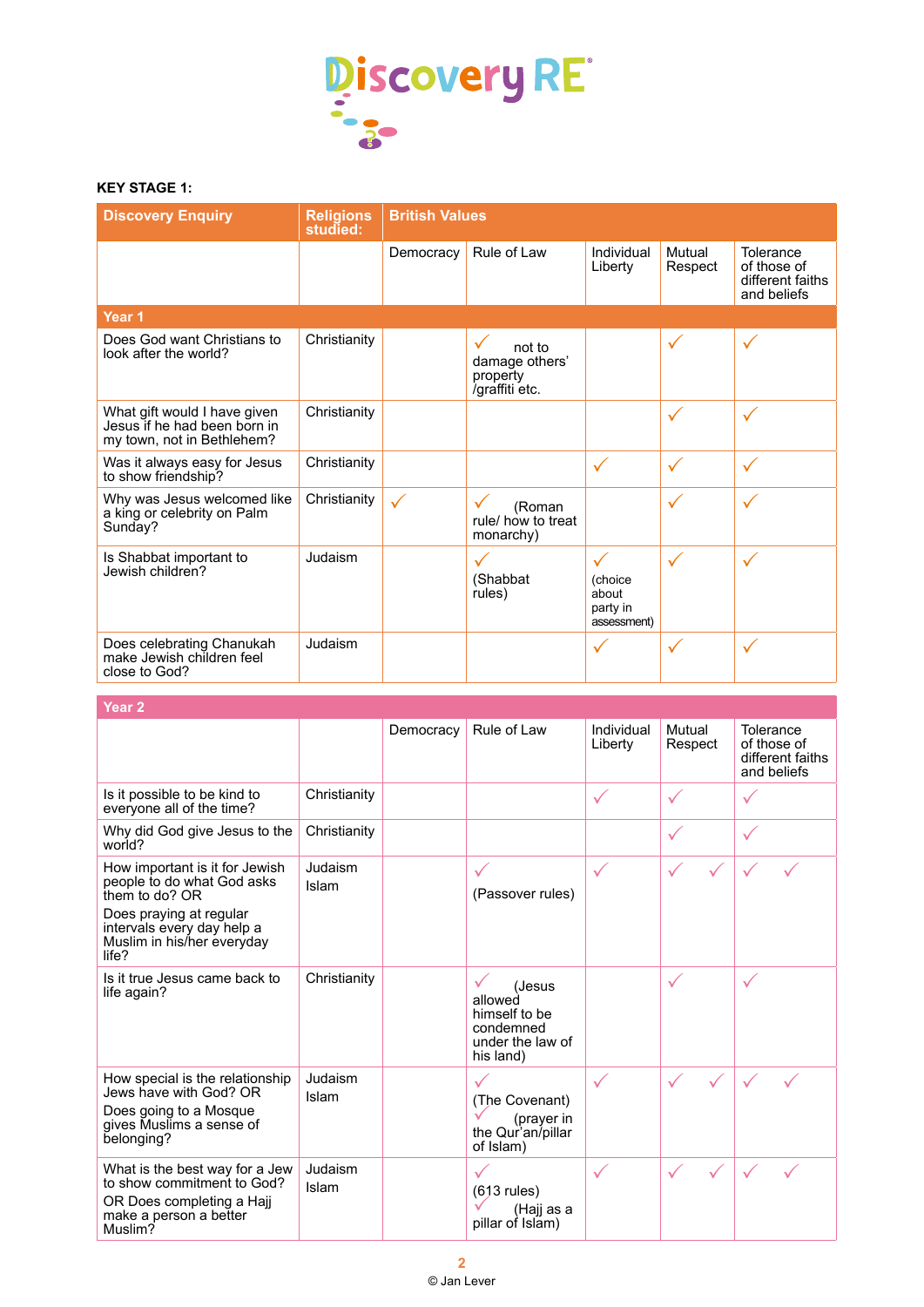# Discovery RE

**KEY STAGE 1:**

| Discovery Enquiry | Religions studied: | British Values | | | | |
|---|---|---|---|---|---|---|
| | | Democracy | Rule of Law | Individual Liberty | Mutual Respect | Tolerance of those of different faiths and beliefs |
| **Year 1** | | | | | | |
| Does God want Christians to look after the world? | Christianity | | ✓ not to damage others' property /graffiti etc. | | ✓ | ✓ |
| What gift would I have given Jesus if he had been born in my town, not in Bethlehem? | Christianity | | | | ✓ | ✓ |
| Was it always easy for Jesus to show friendship? | Christianity | | | ✓ | ✓ | ✓ |
| Why was Jesus welcomed like a king or celebrity on Palm Sunday? | Christianity | ✓ | ✓ (Roman rule/ how to treat monarchy) | | ✓ | ✓ |
| Is Shabbat important to Jewish children? | Judaism | | ✓ (Shabbat rules) | ✓ (choice about party in assessment) | ✓ | ✓ |
| Does celebrating Chanukah make Jewish children feel close to God? | Judaism | | | ✓ | ✓ | ✓ |

| **Year 2** | | | | | | |
|---|---|---|---|---|---|---|
| | | Democracy | Rule of Law | Individual Liberty | Mutual Respect | Tolerance of those of different faiths and beliefs |
| Is it possible to be kind to everyone all of the time? | Christianity | | | ✓ | ✓ | ✓ |
| Why did God give Jesus to the world? | Christianity | | | | ✓ | ✓ |
| How important is it for Jewish people to do what God asks them to do? OR Does praying at regular intervals every day help a Muslim in his/her everyday life? | Judaism Islam | | ✓ (Passover rules) | ✓ | ✓ ✓ | ✓ ✓ |
| Is it true Jesus came back to life again? | Christianity | | ✓ (Jesus allowed himself to be condemned under the law of his land) | | ✓ | ✓ |
| How special is the relationship Jews have with God? OR Does going to a Mosque gives Muslims a sense of belonging? | Judaism Islam | | ✓ (The Covenant) ✓ (prayer in the Qur'an/pillar of Islam) | ✓ | ✓ ✓ | ✓ ✓ |
| What is the best way for a Jew to show commitment to God? OR Does completing a Hajj make a person a better Muslim? | Judaism Islam | | ✓ (613 rules) ✓ (Hajj as a pillar of Islam) | ✓ | ✓ ✓ | ✓ ✓ |

© Jan Lever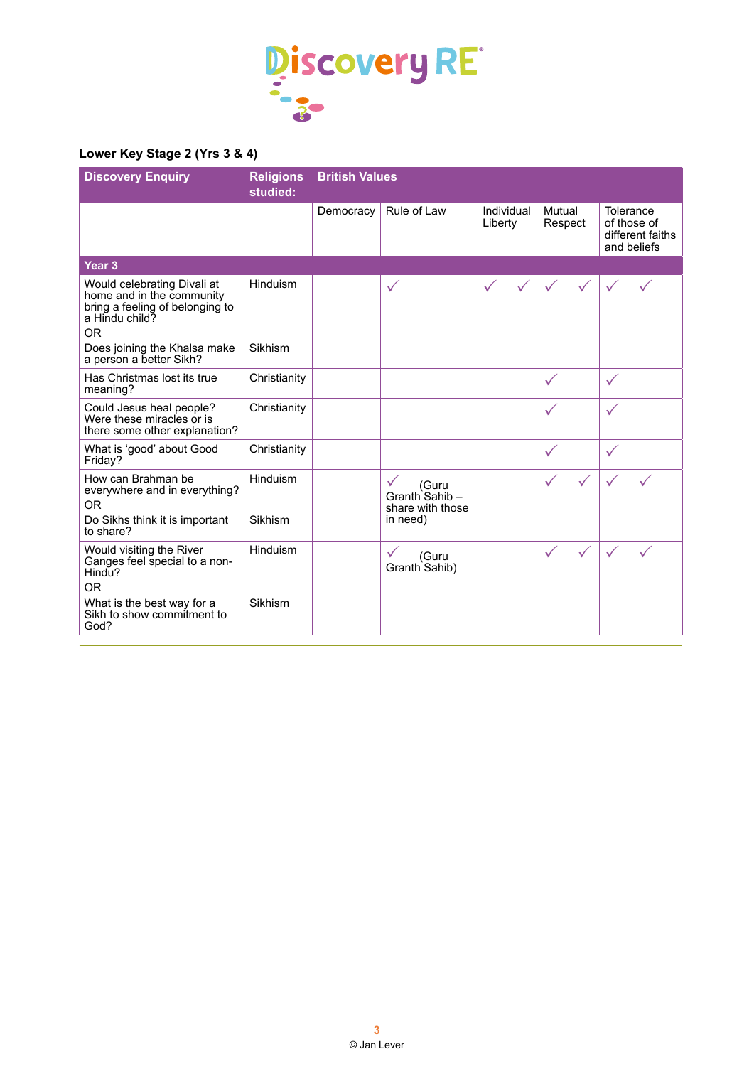## Lower Key Stage 2 (Yrs 3 & 4)

| Discovery Enquiry | Religions studied: | British Values | | | | |
|---|---|---|---|---|---|---|
| | | Democracy | Rule of Law | Individual Liberty | Mutual Respect | Tolerance of those of different faiths and beliefs |
| **Year 3** | | | | | | |
| Would celebrating Divali at home and in the community bring a feeling of belonging to a Hindu child? OR Does joining the Khalsa make a person a better Sikh? | Hinduism / Sikhism | | ✓ | ✓ ✓ | ✓ ✓ | ✓ ✓ |
| Has Christmas lost its true meaning? | Christianity | | | | ✓ | ✓ |
| Could Jesus heal people? Were these miracles or is there some other explanation? | Christianity | | | | ✓ | ✓ |
| What is 'good' about Good Friday? | Christianity | | | | ✓ | ✓ |
| How can Brahman be everywhere and in everything? OR Do Sikhs think it is important to share? | Hinduism / Sikhism | | ✓ (Guru Granth Sahib – share with those in need) | | ✓ ✓ | ✓ ✓ |
| Would visiting the River Ganges feel special to a non-Hindu? OR What is the best way for a Sikh to show commitment to God? | Hinduism / Sikhism | | ✓ (Guru Granth Sahib) | | ✓ ✓ | ✓ ✓ |

© Jan Lever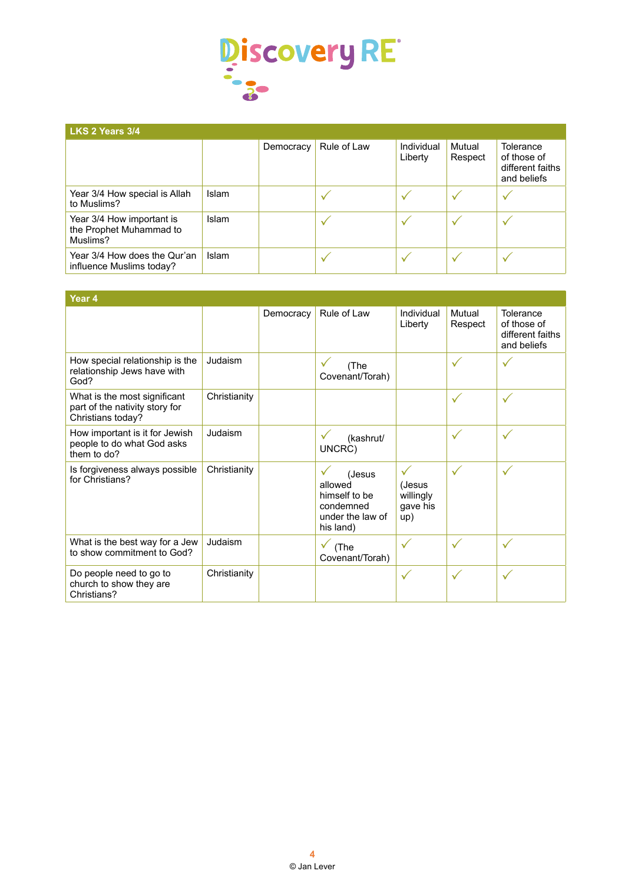| LKS 2 Years 3/4 | | Democracy | Rule of Law | Individual Liberty | Mutual Respect | Tolerance of those of different faiths and beliefs |
|---|---|---|---|---|---|---|
| Year 3/4 How special is Allah to Muslims? | Islam | | ✓ | ✓ | ✓ | ✓ |
| Year 3/4 How important is the Prophet Muhammad to Muslims? | Islam | | ✓ | ✓ | ✓ | ✓ |
| Year 3/4 How does the Qur'an influence Muslims today? | Islam | | ✓ | ✓ | ✓ | ✓ |

| Year 4 | | Democracy | Rule of Law | Individual Liberty | Mutual Respect | Tolerance of those of different faiths and beliefs |
|---|---|---|---|---|---|---|
| How special relationship is the relationship Jews have with God? | Judaism | | ✓ (The Covenant/Torah) | | ✓ | ✓ |
| What is the most significant part of the nativity story for Christians today? | Christianity | | | | ✓ | ✓ |
| How important is it for Jewish people to do what God asks them to do? | Judaism | | ✓ (kashrut/ UNCRC) | | ✓ | ✓ |
| Is forgiveness always possible for Christians? | Christianity | | ✓ (Jesus allowed himself to be condemned under the law of his land) | ✓ (Jesus willingly gave his up) | ✓ | ✓ |
| What is the best way for a Jew to show commitment to God? | Judaism | | ✓ (The Covenant/Torah) | ✓ | ✓ | ✓ |
| Do people need to go to church to show they are Christians? | Christianity | | | ✓ | ✓ | ✓ |

© Jan Lever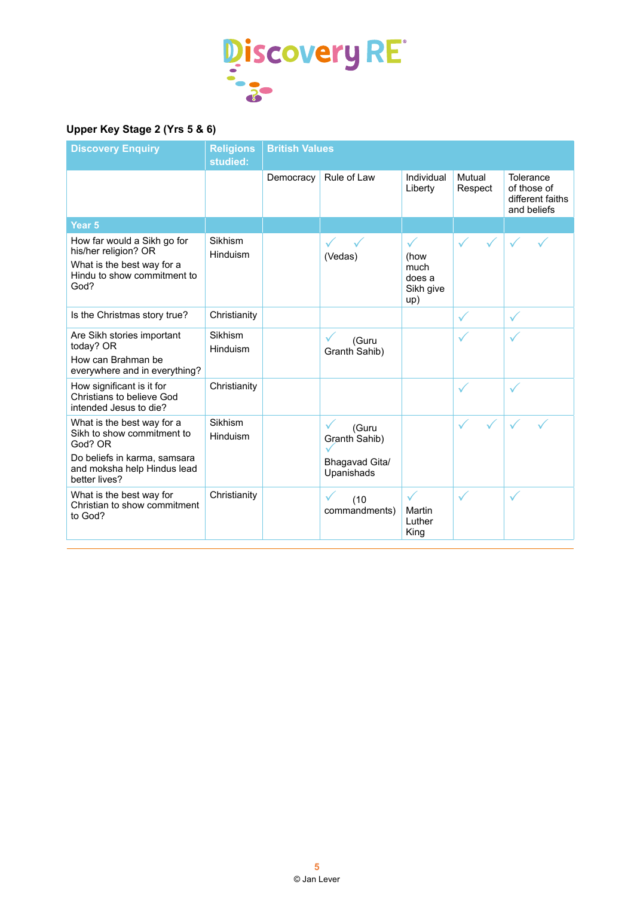## Upper Key Stage 2 (Yrs 5 & 6)

| Discovery Enquiry | Religions studied: | British Values | | | | |
|---|---|---|---|---|---|---|
| | | Democracy | Rule of Law | Individual Liberty | Mutual Respect | Tolerance of those of different faiths and beliefs |
| **Year 5** | | | | | | |
| How far would a Sikh go for his/her religion? OR<br>What is the best way for a Hindu to show commitment to God? | Sikhism<br>Hinduism | | ✓ ✓<br>(Vedas) | ✓<br>(how much does a Sikh give up) | ✓ ✓ | ✓ ✓ |
| Is the Christmas story true? | Christianity | | | | ✓ | ✓ |
| Are Sikh stories important today? OR<br>How can Brahman be everywhere and in everything? | Sikhism<br>Hinduism | | ✓ (Guru Granth Sahib) | | ✓ | ✓ |
| How significant is it for Christians to believe God intended Jesus to die? | Christianity | | | | ✓ | ✓ |
| What is the best way for a Sikh to show commitment to God? OR<br>Do beliefs in karma, samsara and moksha help Hindus lead better lives? | Sikhism<br>Hinduism | | ✓ (Guru Granth Sahib)<br>✓<br>Bhagavad Gita/ Upanishads | | ✓ ✓ | ✓ ✓ |
| What is the best way for Christian to show commitment to God? | Christianity | | ✓ (10 commandments) | ✓<br>Martin Luther King | ✓ | ✓ |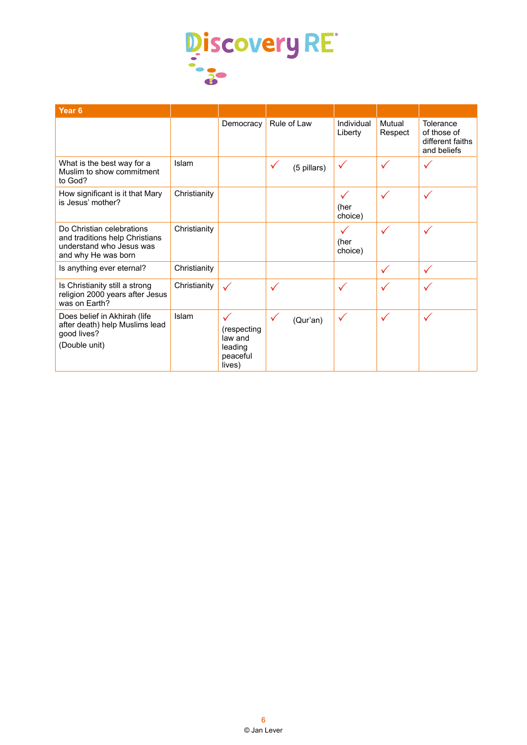| Year 6 | | | | | | |
|---|---|---|---|---|---|---|
| | | Democracy | Rule of Law | Individual Liberty | Mutual Respect | Tolerance of those of different faiths and beliefs |
| What is the best way for a Muslim to show commitment to God? | Islam | | ✓ (5 pillars) | ✓ | ✓ | ✓ |
| How significant is it that Mary is Jesus' mother? | Christianity | | | ✓ (her choice) | ✓ | ✓ |
| Do Christian celebrations and traditions help Christians understand who Jesus was and why He was born | Christianity | | | ✓ (her choice) | ✓ | ✓ |
| Is anything ever eternal? | Christianity | | | | ✓ | ✓ |
| Is Christianity still a strong religion 2000 years after Jesus was on Earth? | Christianity | ✓ | ✓ | ✓ | ✓ | ✓ |
| Does belief in Akhirah (life after death) help Muslims lead good lives? (Double unit) | Islam | ✓ (respecting law and leading peaceful lives) | ✓ (Qur'an) | ✓ | ✓ | ✓ |

© Jan Lever